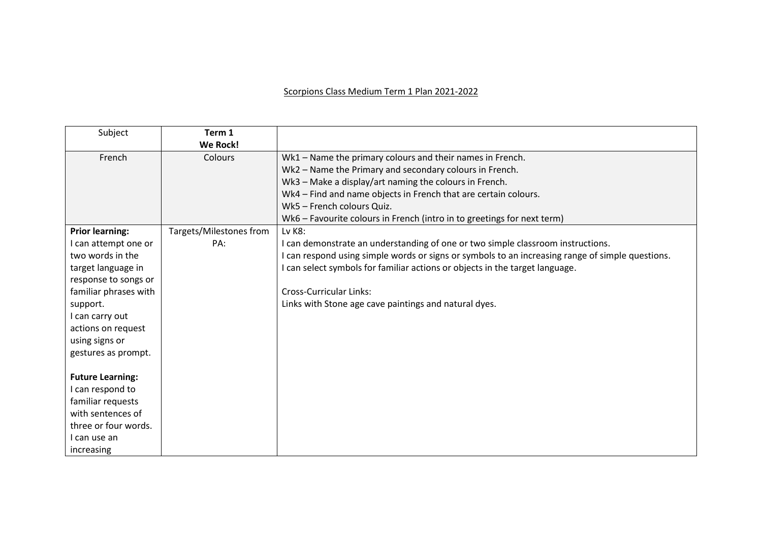Scorpions Class Medium Term 1 Plan 2021-2022

| Subject | **Term 1**<br>**We Rock!** | |
|---|---|---|
| French | Colours | Wk1 – Name the primary colours and their names in French.<br>Wk2 – Name the Primary and secondary colours in French.<br>Wk3 – Make a display/art naming the colours in French.<br>Wk4 – Find and name objects in French that are certain colours.<br>Wk5 – French colours Quiz.<br>Wk6 – Favourite colours in French (intro in to greetings for next term) |
| **Prior learning:**<br>I can attempt one or two words in the target language in response to songs or familiar phrases with support.<br>I can carry out actions on request using signs or gestures as prompt.<br><br>**Future Learning:**<br>I can respond to familiar requests with sentences of three or four words.<br>I can use an increasing | Targets/Milestones from PA: | Lv K8:<br>I can demonstrate an understanding of one or two simple classroom instructions.<br>I can respond using simple words or signs or symbols to an increasing range of simple questions.<br>I can select symbols for familiar actions or objects in the target language.<br><br>Cross-Curricular Links:<br>Links with Stone age cave paintings and natural dyes. |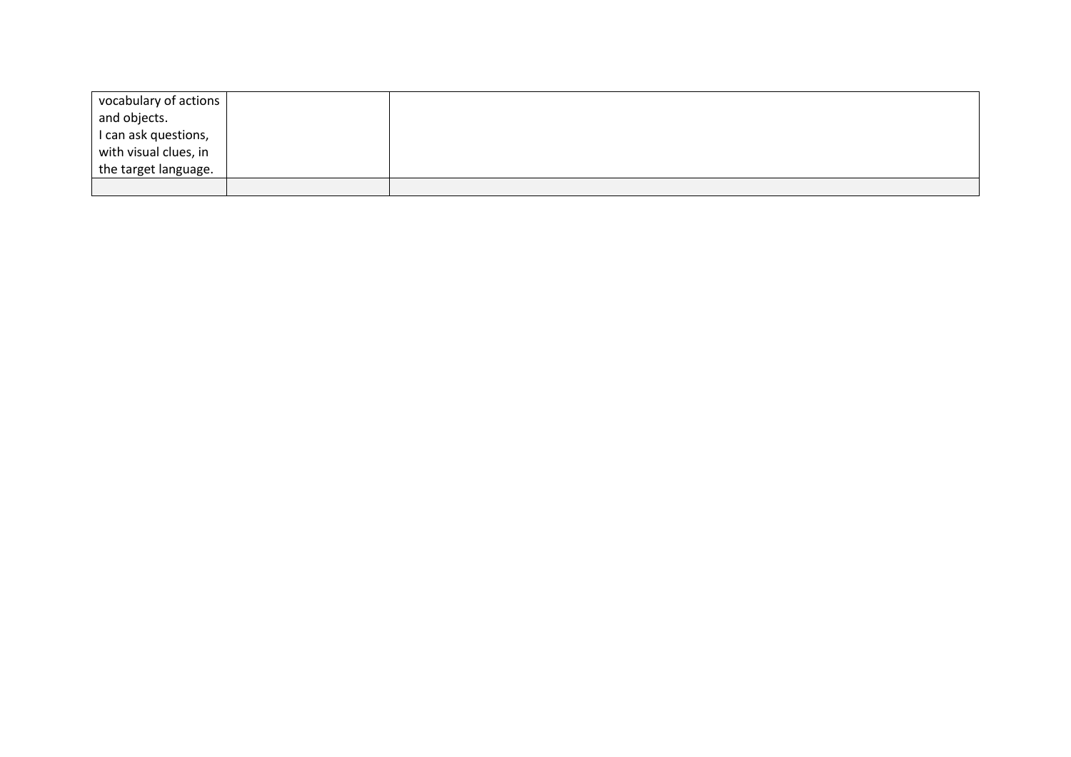| | | |
|---|---|---|
| vocabulary of actions and objects.<br>I can ask questions, with visual clues, in the target language. | | |
| | | |